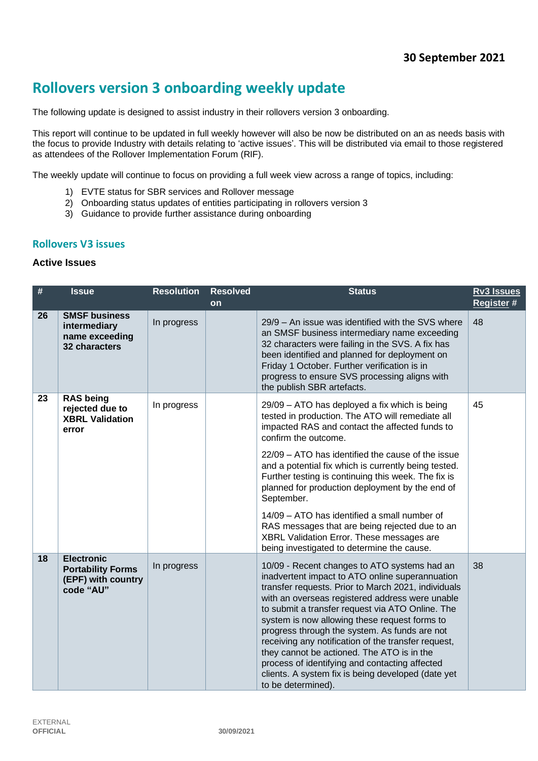**30 September 2021**

# Rollovers version 3 onboarding weekly update

The following update is designed to assist industry in their rollovers version 3 onboarding.

This report will continue to be updated in full weekly however will also be now be distributed on an as needs basis with the focus to provide Industry with details relating to 'active issues'. This will be distributed via email to those registered as attendees of the Rollover Implementation Forum (RIF).

The weekly update will continue to focus on providing a full week view across a range of topics, including:

1) EVTE status for SBR services and Rollover message
2) Onboarding status updates of entities participating in rollovers version 3
3) Guidance to provide further assistance during onboarding

## Rollovers V3 issues

### Active Issues

| # | Issue | Resolution | Resolved on | Status | Rv3 Issues Register # |
|---|---|---|---|---|---|
| 26 | **SMSF business intermediary name exceeding 32 characters** | In progress | | 29/9 – An issue was identified with the SVS where an SMSF business intermediary name exceeding 32 characters were failing in the SVS. A fix has been identified and planned for deployment on Friday 1 October. Further verification is in progress to ensure SVS processing aligns with the publish SBR artefacts. | 48 |
| 23 | **RAS being rejected due to XBRL Validation error** | In progress | | 29/09 – ATO has deployed a fix which is being tested in production. The ATO will remediate all impacted RAS and contact the affected funds to confirm the outcome.<br><br>22/09 – ATO has identified the cause of the issue and a potential fix which is currently being tested. Further testing is continuing this week. The fix is planned for production deployment by the end of September.<br><br>14/09 – ATO has identified a small number of RAS messages that are being rejected due to an XBRL Validation Error. These messages are being investigated to determine the cause. | 45 |
| 18 | **Electronic Portability Forms (EPF) with country code "AU"** | In progress | | 10/09 - Recent changes to ATO systems had an inadvertent impact to ATO online superannuation transfer requests. Prior to March 2021, individuals with an overseas registered address were unable to submit a transfer request via ATO Online. The system is now allowing these request forms to progress through the system. As funds are not receiving any notification of the transfer request, they cannot be actioned. The ATO is in the process of identifying and contacting affected clients. A system fix is being developed (date yet to be determined). | 38 |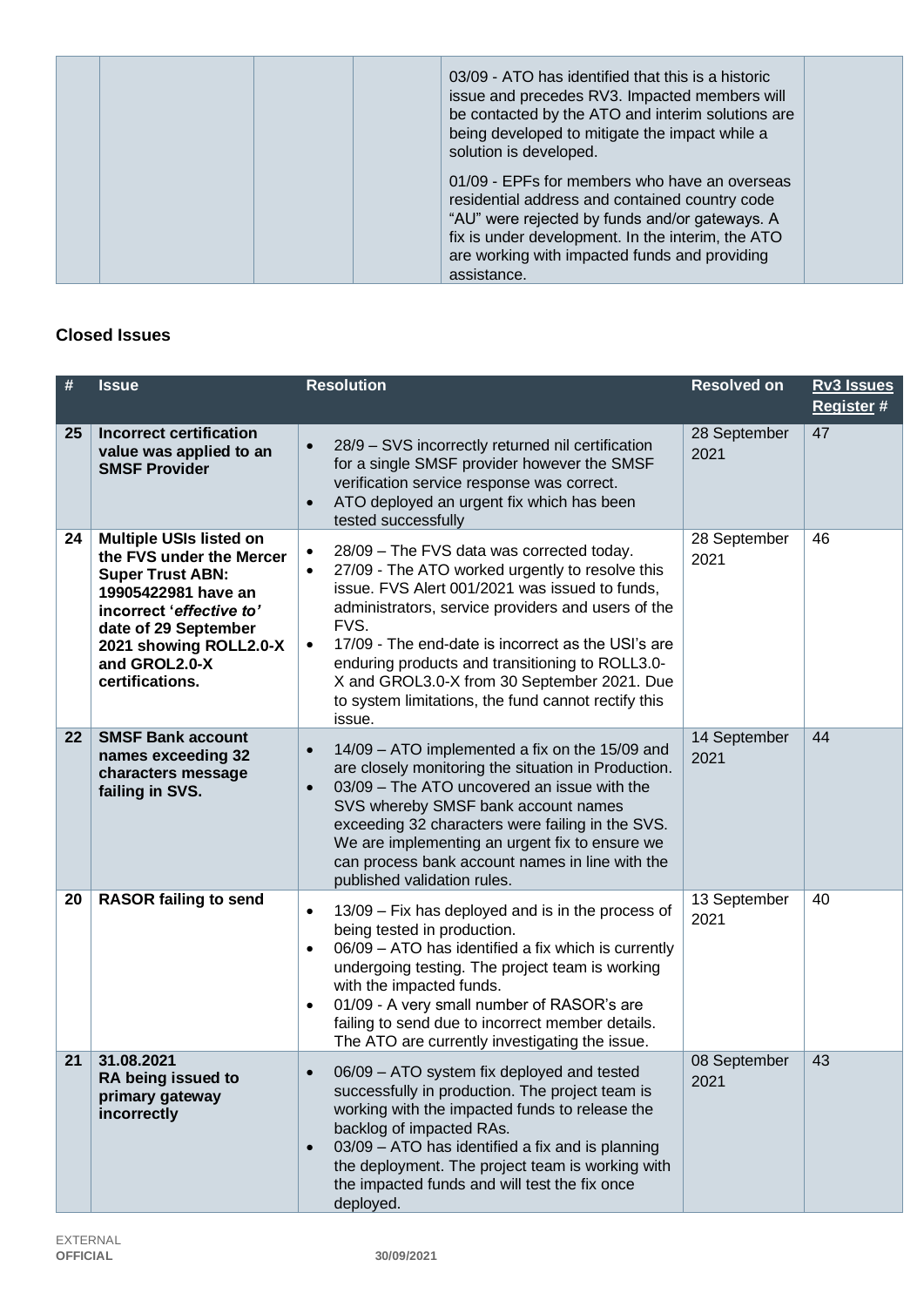| | | | | 03/09 - ATO has identified that this is a historic issue and precedes RV3. Impacted members will be contacted by the ATO and interim solutions are being developed to mitigate the impact while a solution is developed.<br><br>01/09 - EPFs for members who have an overseas residential address and contained country code "AU" were rejected by funds and/or gateways. A fix is under development. In the interim, the ATO are working with impacted funds and providing assistance. | |
|---|---|---|---|---|---|

### Closed Issues

| # | Issue | Resolution | Resolved on | Rv3 Issues Register # |
|---|---|---|---|---|
| 25 | **Incorrect certification value was applied to an SMSF Provider** | • 28/9 – SVS incorrectly returned nil certification for a single SMSF provider however the SMSF verification service response was correct.<br>• ATO deployed an urgent fix which has been tested successfully | 28 September 2021 | 47 |
| 24 | **Multiple USIs listed on the FVS under the Mercer Super Trust ABN: 19905422981 have an incorrect '*effective to'* date of 29 September 2021 showing ROLL2.0-X and GROL2.0-X certifications.** | • 28/09 – The FVS data was corrected today.<br>• 27/09 - The ATO worked urgently to resolve this issue. FVS Alert 001/2021 was issued to funds, administrators, service providers and users of the FVS.<br>• 17/09 - The end-date is incorrect as the USI's are enduring products and transitioning to ROLL3.0-X and GROL3.0-X from 30 September 2021. Due to system limitations, the fund cannot rectify this issue. | 28 September 2021 | 46 |
| 22 | **SMSF Bank account names exceeding 32 characters message failing in SVS.** | • 14/09 – ATO implemented a fix on the 15/09 and are closely monitoring the situation in Production.<br>• 03/09 – The ATO uncovered an issue with the SVS whereby SMSF bank account names exceeding 32 characters were failing in the SVS. We are implementing an urgent fix to ensure we can process bank account names in line with the published validation rules. | 14 September 2021 | 44 |
| 20 | **RASOR failing to send** | • 13/09 – Fix has deployed and is in the process of being tested in production.<br>• 06/09 – ATO has identified a fix which is currently undergoing testing. The project team is working with the impacted funds.<br>• 01/09 - A very small number of RASOR's are failing to send due to incorrect member details. The ATO are currently investigating the issue. | 13 September 2021 | 40 |
| 21 | **31.08.2021 RA being issued to primary gateway incorrectly** | • 06/09 – ATO system fix deployed and tested successfully in production. The project team is working with the impacted funds to release the backlog of impacted RAs.<br>• 03/09 – ATO has identified a fix and is planning the deployment. The project team is working with the impacted funds and will test the fix once deployed. | 08 September 2021 | 43 |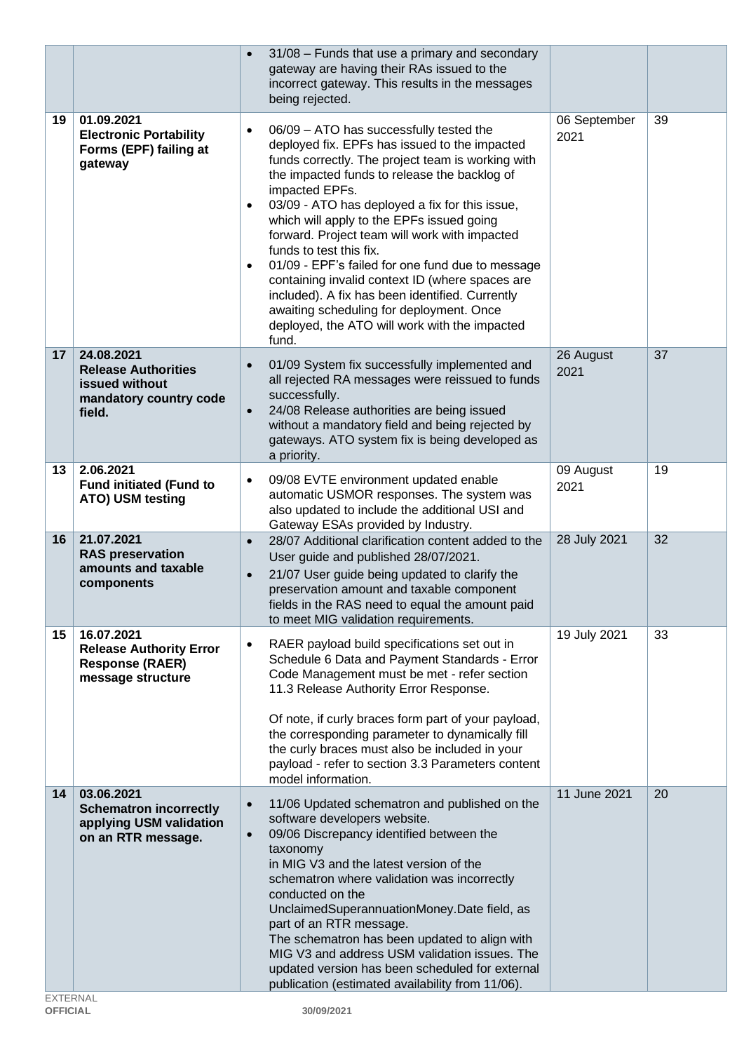| | | | | |
|---|---|---|---|---|
| | | • 31/08 – Funds that use a primary and secondary gateway are having their RAs issued to the incorrect gateway. This results in the messages being rejected. | | |
| 19 | **01.09.2021** **Electronic Portability Forms (EPF) failing at gateway** | • 06/09 – ATO has successfully tested the deployed fix. EPFs has issued to the impacted funds correctly. The project team is working with the impacted funds to release the backlog of impacted EPFs.<br>• 03/09 - ATO has deployed a fix for this issue, which will apply to the EPFs issued going forward. Project team will work with impacted funds to test this fix.<br>• 01/09 - EPF's failed for one fund due to message containing invalid context ID (where spaces are included). A fix has been identified. Currently awaiting scheduling for deployment. Once deployed, the ATO will work with the impacted fund. | 06 September 2021 | 39 |
| 17 | **24.08.2021** **Release Authorities issued without mandatory country code field.** | • 01/09 System fix successfully implemented and all rejected RA messages were reissued to funds successfully.<br>• 24/08 Release authorities are being issued without a mandatory field and being rejected by gateways. ATO system fix is being developed as a priority. | 26 August 2021 | 37 |
| 13 | **2.06.2021** **Fund initiated (Fund to ATO) USM testing** | • 09/08 EVTE environment updated enable automatic USMOR responses. The system was also updated to include the additional USI and Gateway ESAs provided by Industry. | 09 August 2021 | 19 |
| 16 | **21.07.2021** **RAS preservation amounts and taxable components** | • 28/07 Additional clarification content added to the User guide and published 28/07/2021.<br>• 21/07 User guide being updated to clarify the preservation amount and taxable component fields in the RAS need to equal the amount paid to meet MIG validation requirements. | 28 July 2021 | 32 |
| 15 | **16.07.2021** **Release Authority Error Response (RAER) message structure** | • RAER payload build specifications set out in Schedule 6 Data and Payment Standards - Error Code Management must be met - refer section 11.3 Release Authority Error Response.<br><br>Of note, if curly braces form part of your payload, the corresponding parameter to dynamically fill the curly braces must also be included in your payload - refer to section 3.3 Parameters content model information. | 19 July 2021 | 33 |
| 14 | **03.06.2021** **Schematron incorrectly applying USM validation on an RTR message.** | • 11/06 Updated schematron and published on the software developers website.<br>• 09/06 Discrepancy identified between the taxonomy in MIG V3 and the latest version of the schematron where validation was incorrectly conducted on the UnclaimedSuperannuationMoney.Date field, as part of an RTR message. The schematron has been updated to align with MIG V3 and address USM validation issues. The updated version has been scheduled for external publication (estimated availability from 11/06). | 11 June 2021 | 20 |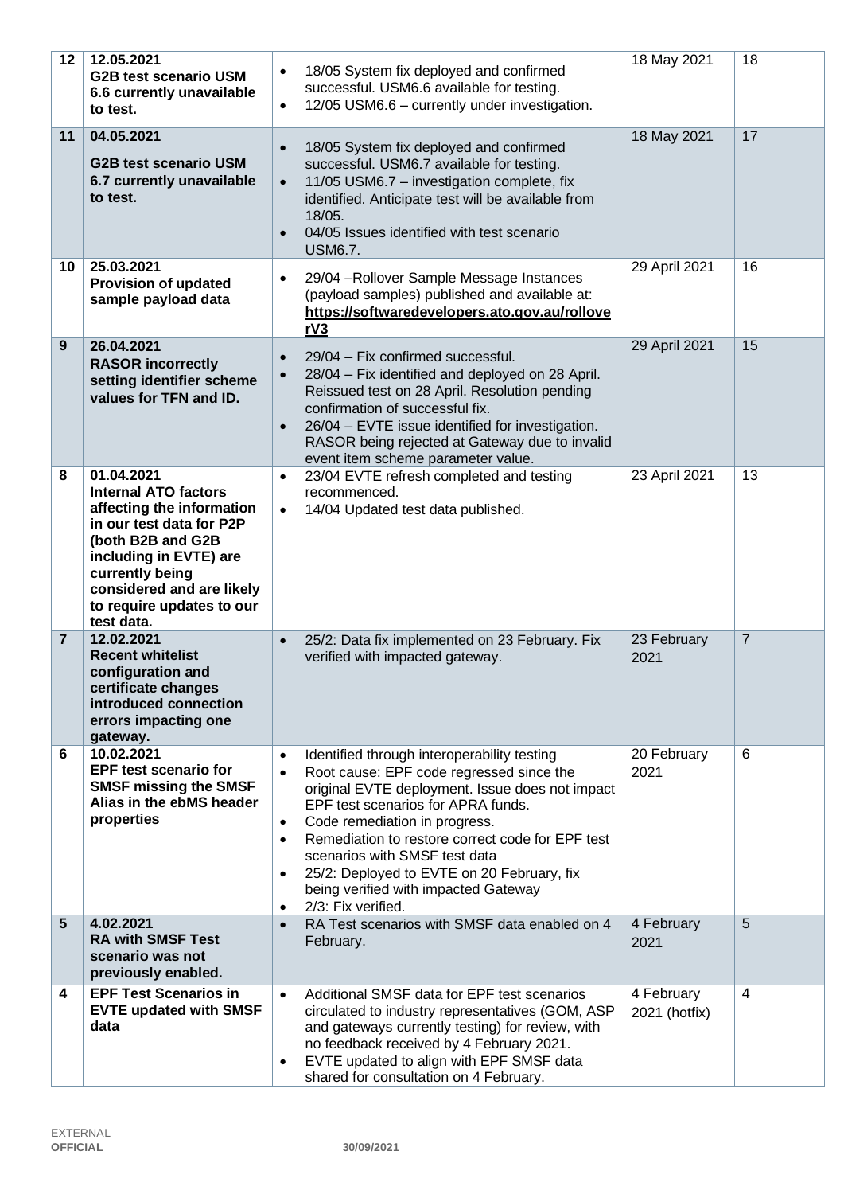| 12 | **12.05.2021** **G2B test scenario USM 6.6 currently unavailable to test.** | • 18/05 System fix deployed and confirmed successful. USM6.6 available for testing. • 12/05 USM6.6 – currently under investigation. | 18 May 2021 | 18 |
|---|---|---|---|---|
| 11 | **04.05.2021** **G2B test scenario USM 6.7 currently unavailable to test.** | • 18/05 System fix deployed and confirmed successful. USM6.7 available for testing. • 11/05 USM6.7 – investigation complete, fix identified. Anticipate test will be available from 18/05. • 04/05 Issues identified with test scenario USM6.7. | 18 May 2021 | 17 |
| 10 | **25.03.2021** **Provision of updated sample payload data** | • 29/04 –Rollover Sample Message Instances (payload samples) published and available at: **https://softwaredevelopers.ato.gov.au/rolloverV3** | 29 April 2021 | 16 |
| 9 | **26.04.2021** **RASOR incorrectly setting identifier scheme values for TFN and ID.** | • 29/04 – Fix confirmed successful. • 28/04 – Fix identified and deployed on 28 April. Reissued test on 28 April. Resolution pending confirmation of successful fix. • 26/04 – EVTE issue identified for investigation. RASOR being rejected at Gateway due to invalid event item scheme parameter value. | 29 April 2021 | 15 |
| 8 | **01.04.2021** **Internal ATO factors affecting the information in our test data for P2P (both B2B and G2B including in EVTE) are currently being considered and are likely to require updates to our test data.** | • 23/04 EVTE refresh completed and testing recommenced. • 14/04 Updated test data published. | 23 April 2021 | 13 |
| 7 | **12.02.2021** **Recent whitelist configuration and certificate changes introduced connection errors impacting one gateway.** | • 25/2: Data fix implemented on 23 February. Fix verified with impacted gateway. | 23 February 2021 | 7 |
| 6 | **10.02.2021** **EPF test scenario for SMSF missing the SMSF Alias in the ebMS header properties** | • Identified through interoperability testing • Root cause: EPF code regressed since the original EVTE deployment. Issue does not impact EPF test scenarios for APRA funds. • Code remediation in progress. • Remediation to restore correct code for EPF test scenarios with SMSF test data • 25/2: Deployed to EVTE on 20 February, fix being verified with impacted Gateway • 2/3: Fix verified. | 20 February 2021 | 6 |
| 5 | **4.02.2021** **RA with SMSF Test scenario was not previously enabled.** | • RA Test scenarios with SMSF data enabled on 4 February. | 4 February 2021 | 5 |
| 4 | **EPF Test Scenarios in EVTE updated with SMSF data** | • Additional SMSF data for EPF test scenarios circulated to industry representatives (GOM, ASP and gateways currently testing) for review, with no feedback received by 4 February 2021. • EVTE updated to align with EPF SMSF data shared for consultation on 4 February. | 4 February 2021 (hotfix) | 4 |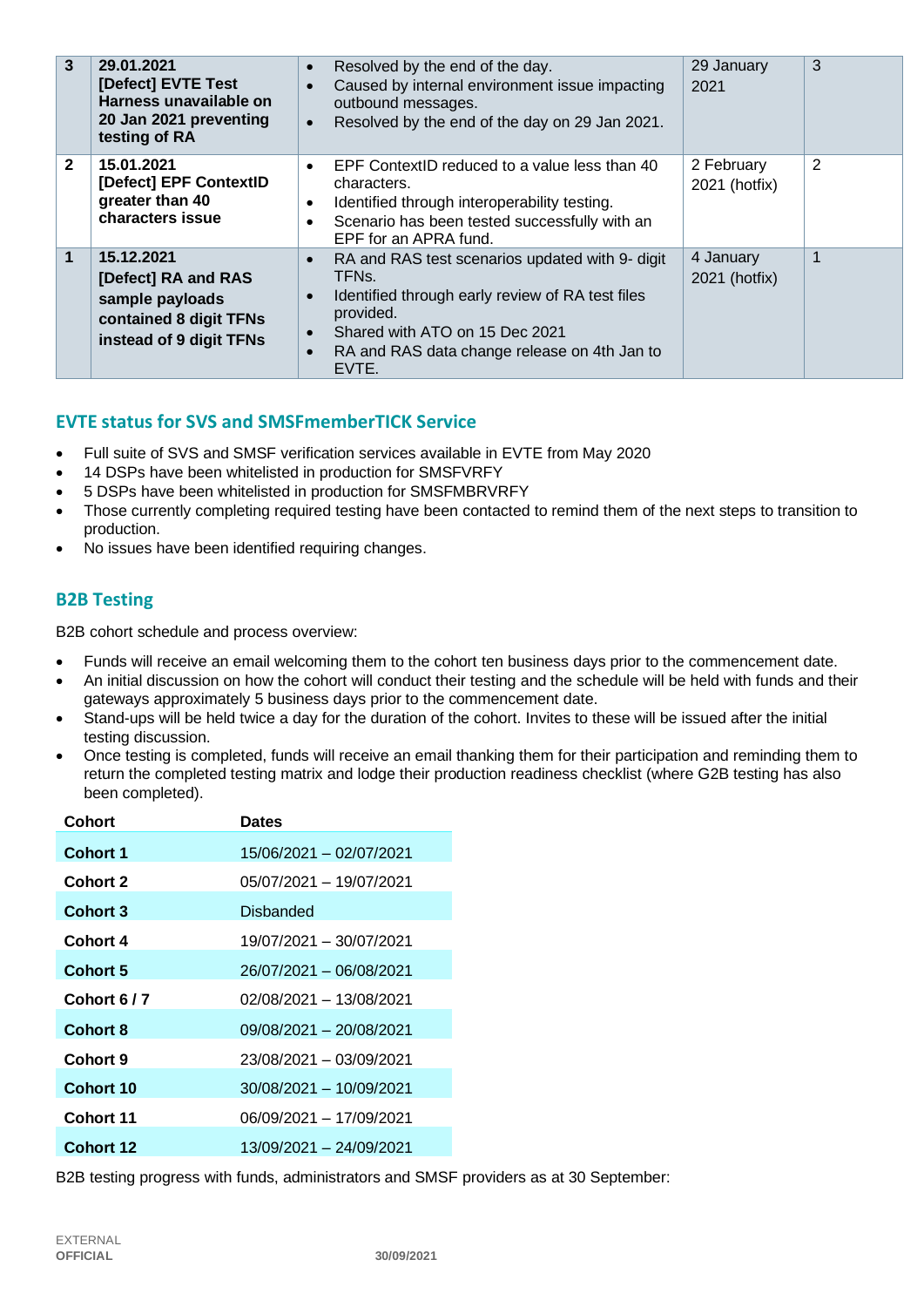| 3 | **29.01.2021 [Defect] EVTE Test Harness unavailable on 20 Jan 2021 preventing testing of RA** | • Resolved by the end of the day.<br>• Caused by internal environment issue impacting outbound messages.<br>• Resolved by the end of the day on 29 Jan 2021. | 29 January 2021 | 3 |
|---|---|---|---|---|
| **2** | **15.01.2021 [Defect] EPF ContextID greater than 40 characters issue** | • EPF ContextID reduced to a value less than 40 characters.<br>• Identified through interoperability testing.<br>• Scenario has been tested successfully with an EPF for an APRA fund. | 2 February 2021 (hotfix) | 2 |
| **1** | **15.12.2021 [Defect] RA and RAS sample payloads contained 8 digit TFNs instead of 9 digit TFNs** | • RA and RAS test scenarios updated with 9- digit TFNs.<br>• Identified through early review of RA test files provided.<br>• Shared with ATO on 15 Dec 2021<br>• RA and RAS data change release on 4th Jan to EVTE. | 4 January 2021 (hotfix) | 1 |

## EVTE status for SVS and SMSFmemberTICK Service

- Full suite of SVS and SMSF verification services available in EVTE from May 2020
- 14 DSPs have been whitelisted in production for SMSFVRFY
- 5 DSPs have been whitelisted in production for SMSFMBRVRFY
- Those currently completing required testing have been contacted to remind them of the next steps to transition to production.
- No issues have been identified requiring changes.

## B2B Testing

B2B cohort schedule and process overview:

- Funds will receive an email welcoming them to the cohort ten business days prior to the commencement date.
- An initial discussion on how the cohort will conduct their testing and the schedule will be held with funds and their gateways approximately 5 business days prior to the commencement date.
- Stand-ups will be held twice a day for the duration of the cohort. Invites to these will be issued after the initial testing discussion.
- Once testing is completed, funds will receive an email thanking them for their participation and reminding them to return the completed testing matrix and lodge their production readiness checklist (where G2B testing has also been completed).

| Cohort | Dates |
|---|---|
| **Cohort 1** | 15/06/2021 – 02/07/2021 |
| **Cohort 2** | 05/07/2021 – 19/07/2021 |
| **Cohort 3** | Disbanded |
| **Cohort 4** | 19/07/2021 – 30/07/2021 |
| **Cohort 5** | 26/07/2021 – 06/08/2021 |
| **Cohort 6 / 7** | 02/08/2021 – 13/08/2021 |
| **Cohort 8** | 09/08/2021 – 20/08/2021 |
| **Cohort 9** | 23/08/2021 – 03/09/2021 |
| **Cohort 10** | 30/08/2021 – 10/09/2021 |
| **Cohort 11** | 06/09/2021 – 17/09/2021 |
| **Cohort 12** | 13/09/2021 – 24/09/2021 |

B2B testing progress with funds, administrators and SMSF providers as at 30 September: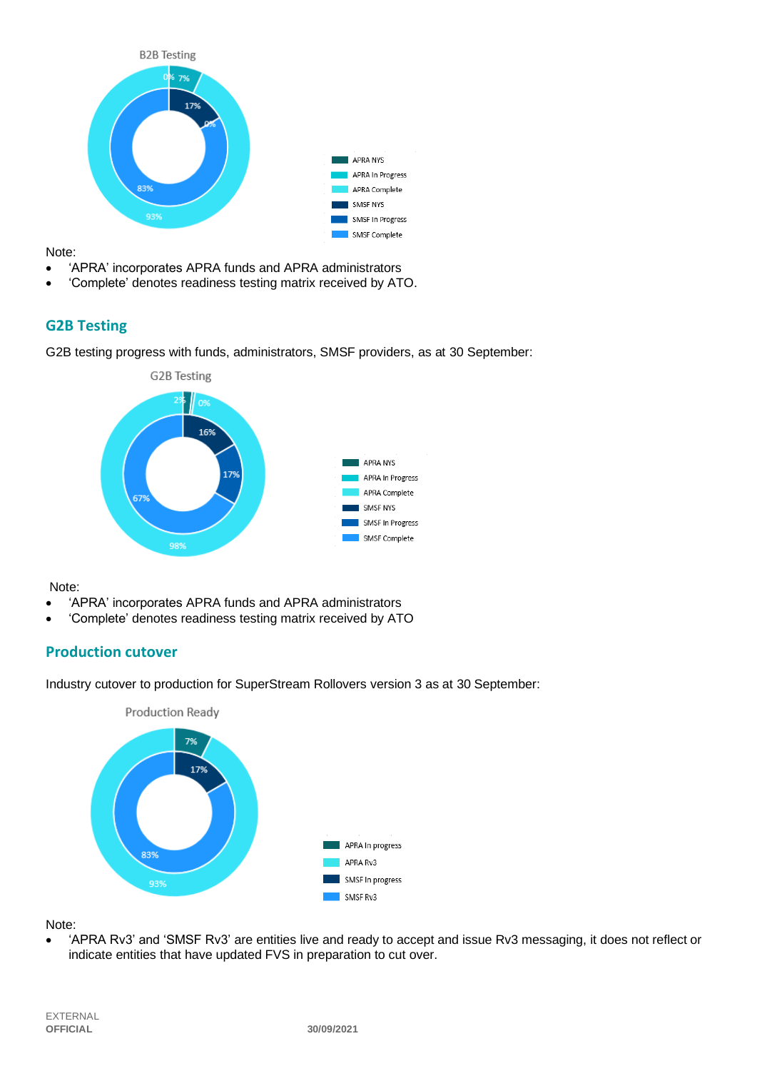B2B Testing

Note:

- 'APRA' incorporates APRA funds and APRA administrators
- 'Complete' denotes readiness testing matrix received by ATO.

## G2B Testing

G2B testing progress with funds, administrators, SMSF providers, as at 30 September:

G2B Testing

Note:

- 'APRA' incorporates APRA funds and APRA administrators
- 'Complete' denotes readiness testing matrix received by ATO

## Production cutover

Industry cutover to production for SuperStream Rollovers version 3 as at 30 September:

Production Ready

Note:

- 'APRA Rv3' and 'SMSF Rv3' are entities live and ready to accept and issue Rv3 messaging, it does not reflect or indicate entities that have updated FVS in preparation to cut over.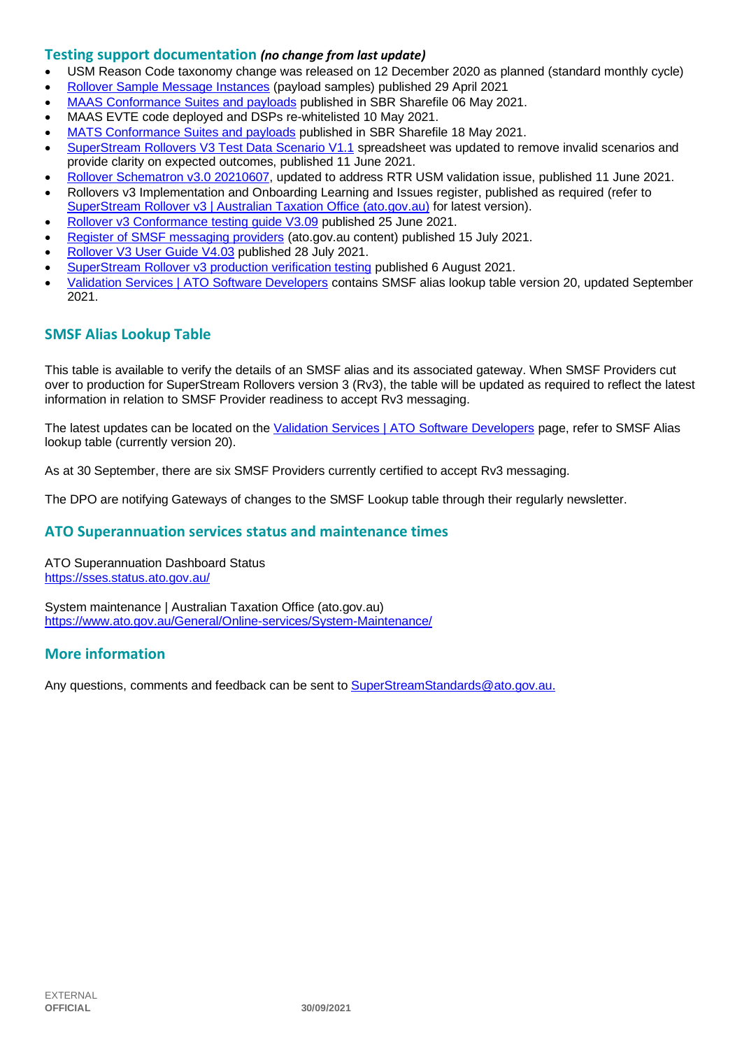## Testing support documentation *(no change from last update)*

- USM Reason Code taxonomy change was released on 12 December 2020 as planned (standard monthly cycle)
- Rollover Sample Message Instances (payload samples) published 29 April 2021
- MAAS Conformance Suites and payloads published in SBR Sharefile 06 May 2021.
- MAAS EVTE code deployed and DSPs re-whitelisted 10 May 2021.
- MATS Conformance Suites and payloads published in SBR Sharefile 18 May 2021.
- SuperStream Rollovers V3 Test Data Scenario V1.1 spreadsheet was updated to remove invalid scenarios and provide clarity on expected outcomes, published 11 June 2021.
- Rollover Schematron v3.0 20210607, updated to address RTR USM validation issue, published 11 June 2021.
- Rollovers v3 Implementation and Onboarding Learning and Issues register, published as required (refer to SuperStream Rollover v3 | Australian Taxation Office (ato.gov.au) for latest version).
- Rollover v3 Conformance testing guide V3.09 published 25 June 2021.
- Register of SMSF messaging providers (ato.gov.au content) published 15 July 2021.
- Rollover V3 User Guide V4.03 published 28 July 2021.
- SuperStream Rollover v3 production verification testing published 6 August 2021.
- Validation Services | ATO Software Developers contains SMSF alias lookup table version 20, updated September 2021.

## SMSF Alias Lookup Table

This table is available to verify the details of an SMSF alias and its associated gateway. When SMSF Providers cut over to production for SuperStream Rollovers version 3 (Rv3), the table will be updated as required to reflect the latest information in relation to SMSF Provider readiness to accept Rv3 messaging.

The latest updates can be located on the Validation Services | ATO Software Developers page, refer to SMSF Alias lookup table (currently version 20).

As at 30 September, there are six SMSF Providers currently certified to accept Rv3 messaging.

The DPO are notifying Gateways of changes to the SMSF Lookup table through their regularly newsletter.

## ATO Superannuation services status and maintenance times

ATO Superannuation Dashboard Status
https://sses.status.ato.gov.au/

System maintenance | Australian Taxation Office (ato.gov.au)
https://www.ato.gov.au/General/Online-services/System-Maintenance/

## More information

Any questions, comments and feedback can be sent to SuperStreamStandards@ato.gov.au.